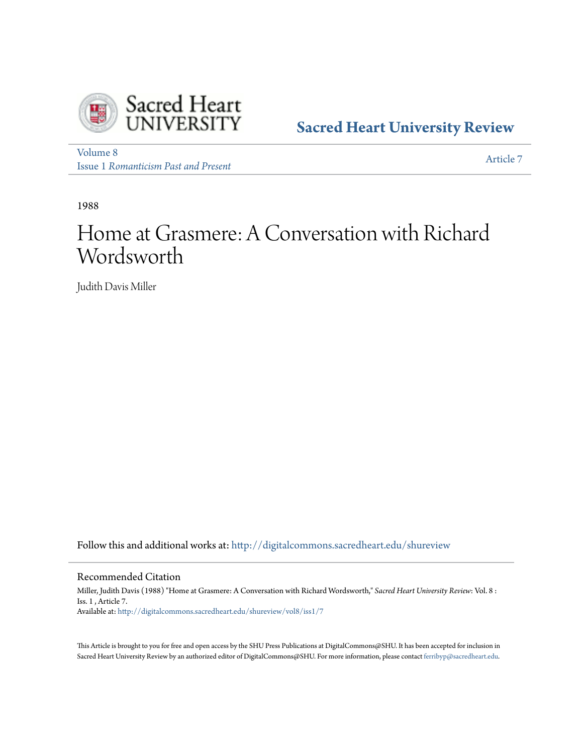Sacred Heart University

# Sacred Heart University Review

Volume 8
Issue 1 *Romanticism Past and Present*

Article 7

1988

# Home at Grasmere: A Conversation with Richard Wordsworth

Judith Davis Miller

Follow this and additional works at: http://digitalcommons.sacredheart.edu/shureview

## Recommended Citation

Miller, Judith Davis (1988) "Home at Grasmere: A Conversation with Richard Wordsworth," *Sacred Heart University Review*: Vol. 8 : Iss. 1 , Article 7.
Available at: http://digitalcommons.sacredheart.edu/shureview/vol8/iss1/7

This Article is brought to you for free and open access by the SHU Press Publications at DigitalCommons@SHU. It has been accepted for inclusion in Sacred Heart University Review by an authorized editor of DigitalCommons@SHU. For more information, please contact ferribyp@sacredheart.edu.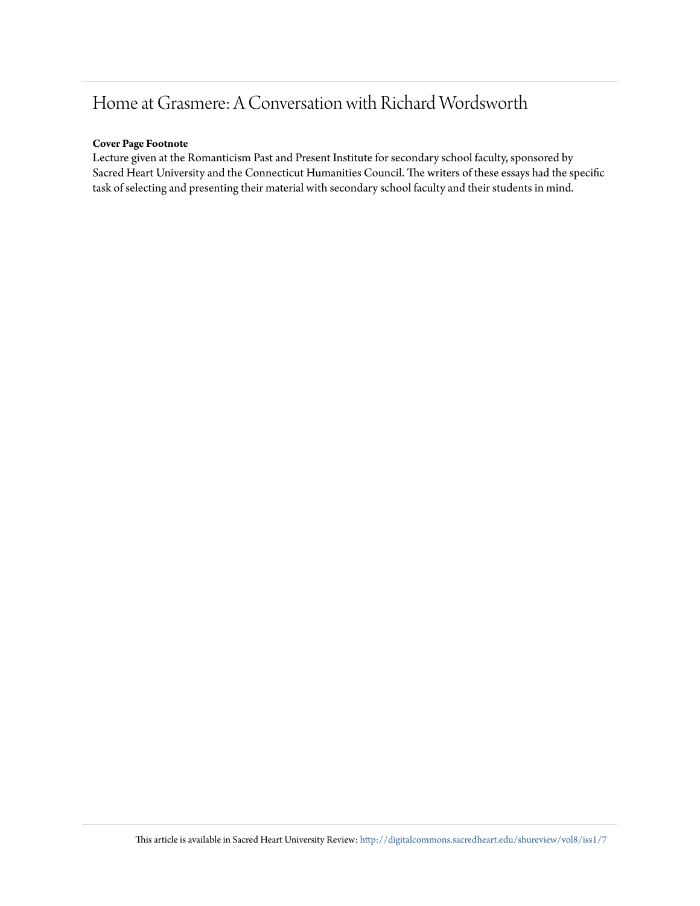# Home at Grasmere: A Conversation with Richard Wordsworth

**Cover Page Footnote**

Lecture given at the Romanticism Past and Present Institute for secondary school faculty, sponsored by Sacred Heart University and the Connecticut Humanities Council. The writers of these essays had the specific task of selecting and presenting their material with secondary school faculty and their students in mind.

This article is available in Sacred Heart University Review: http://digitalcommons.sacredheart.edu/shureview/vol8/iss1/7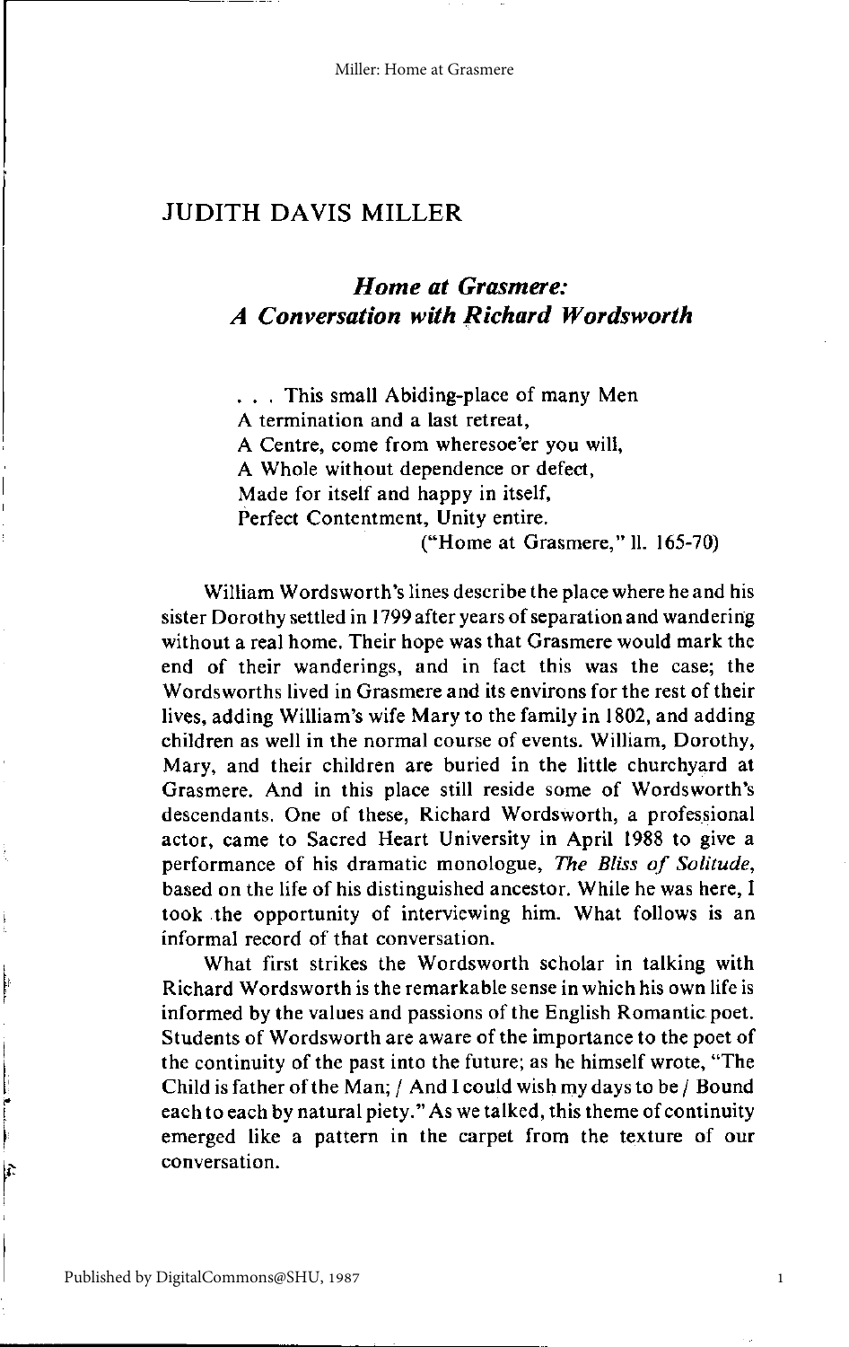# JUDITH DAVIS MILLER

## *Home at Grasmere: A Conversation with Richard Wordsworth*

> . . . This small Abiding-place of many Men
> A termination and a last retreat,
> A Centre, come from wheresoe'er you will,
> A Whole without dependence or defect,
> Made for itself and happy in itself,
> Perfect Contentment, Unity entire.
>
> ("Home at Grasmere," ll. 165-70)

William Wordsworth's lines describe the place where he and his sister Dorothy settled in 1799 after years of separation and wandering without a real home. Their hope was that Grasmere would mark the end of their wanderings, and in fact this was the case; the Wordsworths lived in Grasmere and its environs for the rest of their lives, adding William's wife Mary to the family in 1802, and adding children as well in the normal course of events. William, Dorothy, Mary, and their children are buried in the little churchyard at Grasmere. And in this place still reside some of Wordsworth's descendants. One of these, Richard Wordsworth, a professional actor, came to Sacred Heart University in April 1988 to give a performance of his dramatic monologue, *The Bliss of Solitude*, based on the life of his distinguished ancestor. While he was here, I took the opportunity of interviewing him. What follows is an informal record of that conversation.

What first strikes the Wordsworth scholar in talking with Richard Wordsworth is the remarkable sense in which his own life is informed by the values and passions of the English Romantic poet. Students of Wordsworth are aware of the importance to the poet of the continuity of the past into the future; as he himself wrote, "The Child is father of the Man; / And I could wish my days to be / Bound each to each by natural piety." As we talked, this theme of continuity emerged like a pattern in the carpet from the texture of our conversation.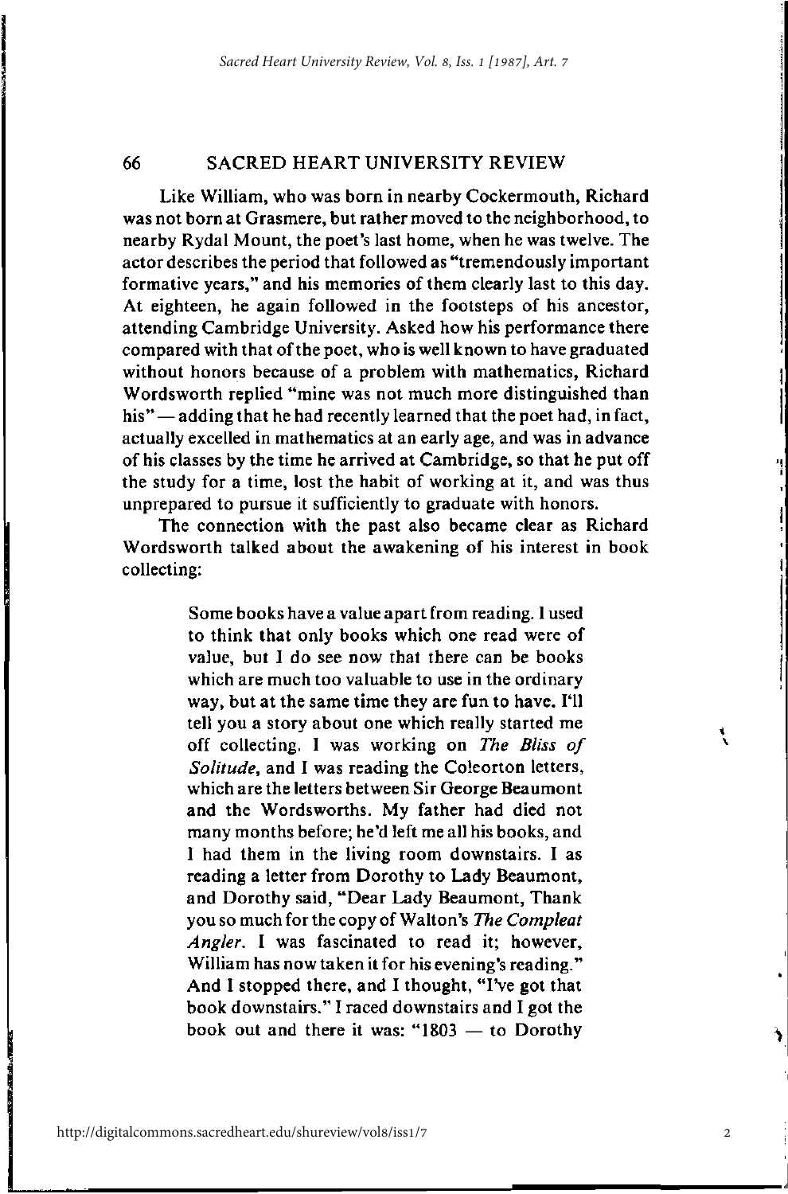Like William, who was born in nearby Cockermouth, Richard was not born at Grasmere, but rather moved to the neighborhood, to nearby Rydal Mount, the poet's last home, when he was twelve. The actor describes the period that followed as "tremendously important formative years," and his memories of them clearly last to this day. At eighteen, he again followed in the footsteps of his ancestor, attending Cambridge University. Asked how his performance there compared with that of the poet, who is well known to have graduated without honors because of a problem with mathematics, Richard Wordsworth replied "mine was not much more distinguished than his" — adding that he had recently learned that the poet had, in fact, actually excelled in mathematics at an early age, and was in advance of his classes by the time he arrived at Cambridge, so that he put off the study for a time, lost the habit of working at it, and was thus unprepared to pursue it sufficiently to graduate with honors.

The connection with the past also became clear as Richard Wordsworth talked about the awakening of his interest in book collecting:

> Some books have a value apart from reading. I used to think that only books which one read were of value, but I do see now that there can be books which are much too valuable to use in the ordinary way, but at the same time they are fun to have. I'll tell you a story about one which really started me off collecting. I was working on *The Bliss of Solitude*, and I was reading the Coleorton letters, which are the letters between Sir George Beaumont and the Wordsworths. My father had died not many months before; he'd left me all his books, and I had them in the living room downstairs. I as reading a letter from Dorothy to Lady Beaumont, and Dorothy said, "Dear Lady Beaumont, Thank you so much for the copy of Walton's *The Compleat Angler*. I was fascinated to read it; however, William has now taken it for his evening's reading." And I stopped there, and I thought, "I've got that book downstairs." I raced downstairs and I got the book out and there it was: "1803 — to Dorothy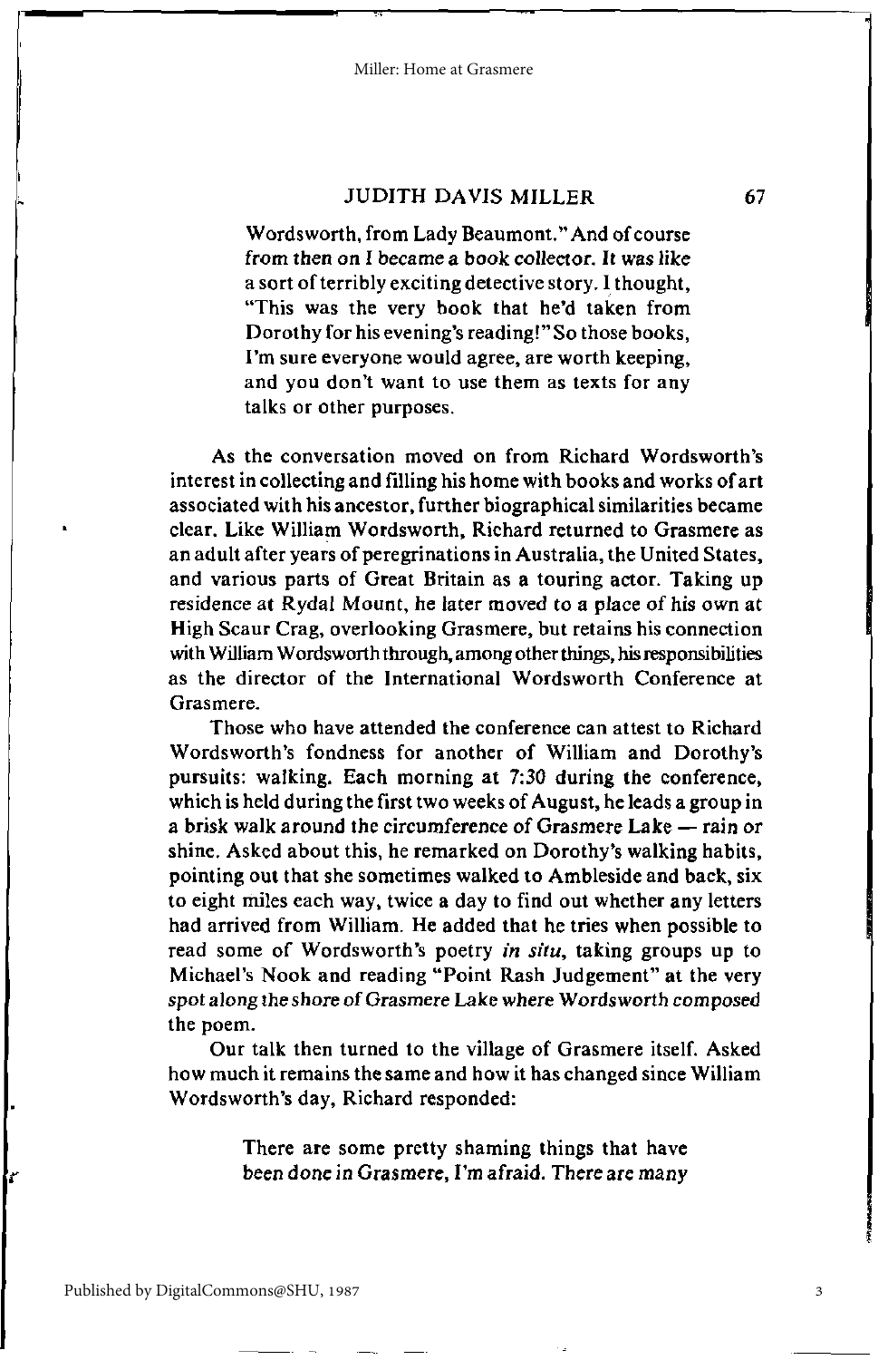> Wordsworth, from Lady Beaumont." And of course from then on I became a book collector. It was like a sort of terribly exciting detective story. I thought, "This was the very book that he'd taken from Dorothy for his evening's reading!" So those books, I'm sure everyone would agree, are worth keeping, and you don't want to use them as texts for any talks or other purposes.

As the conversation moved on from Richard Wordsworth's interest in collecting and filling his home with books and works of art associated with his ancestor, further biographical similarities became clear. Like William Wordsworth, Richard returned to Grasmere as an adult after years of peregrinations in Australia, the United States, and various parts of Great Britain as a touring actor. Taking up residence at Rydal Mount, he later moved to a place of his own at High Scaur Crag, overlooking Grasmere, but retains his connection with William Wordsworth through, among other things, his responsibilities as the director of the International Wordsworth Conference at Grasmere.

Those who have attended the conference can attest to Richard Wordsworth's fondness for another of William and Dorothy's pursuits: walking. Each morning at 7:30 during the conference, which is held during the first two weeks of August, he leads a group in a brisk walk around the circumference of Grasmere Lake — rain or shine. Asked about this, he remarked on Dorothy's walking habits, pointing out that she sometimes walked to Ambleside and back, six to eight miles each way, twice a day to find out whether any letters had arrived from William. He added that he tries when possible to read some of Wordsworth's poetry *in situ*, taking groups up to Michael's Nook and reading "Point Rash Judgement" at the very spot along the shore of Grasmere Lake where Wordsworth composed the poem.

Our talk then turned to the village of Grasmere itself. Asked how much it remains the same and how it has changed since William Wordsworth's day, Richard responded:

> There are some pretty shaming things that have been done in Grasmere, I'm afraid. There are many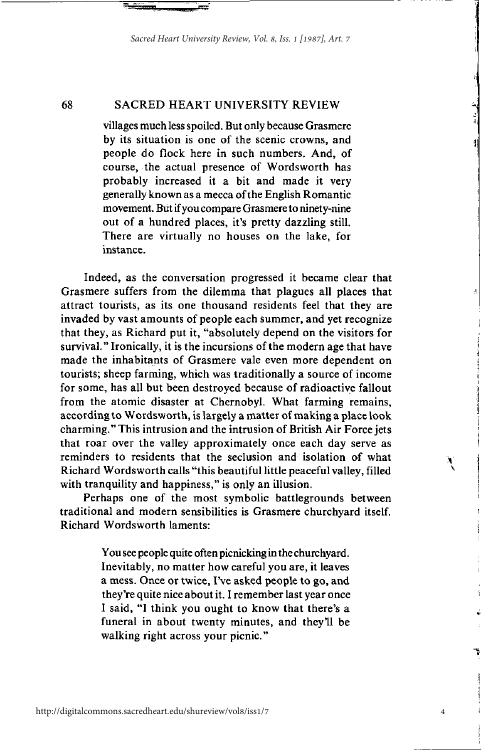villages much less spoiled. But only because Grasmere by its situation is one of the scenic crowns, and people do flock here in such numbers. And, of course, the actual presence of Wordsworth has probably increased it a bit and made it very generally known as a mecca of the English Romantic movement. But if you compare Grasmere to ninety-nine out of a hundred places, it's pretty dazzling still. There are virtually no houses on the lake, for instance.

Indeed, as the conversation progressed it became clear that Grasmere suffers from the dilemma that plagues all places that attract tourists, as its one thousand residents feel that they are invaded by vast amounts of people each summer, and yet recognize that they, as Richard put it, "absolutely depend on the visitors for survival." Ironically, it is the incursions of the modern age that have made the inhabitants of Grasmere vale even more dependent on tourists; sheep farming, which was traditionally a source of income for some, has all but been destroyed because of radioactive fallout from the atomic disaster at Chernobyl. What farming remains, according to Wordsworth, is largely a matter of making a place look charming." This intrusion and the intrusion of British Air Force jets that roar over the valley approximately once each day serve as reminders to residents that the seclusion and isolation of what Richard Wordsworth calls "this beautiful little peaceful valley, filled with tranquility and happiness," is only an illusion.

Perhaps one of the most symbolic battlegrounds between traditional and modern sensibilities is Grasmere churchyard itself. Richard Wordsworth laments:

> You see people quite often picnicking in the churchyard. Inevitably, no matter how careful you are, it leaves a mess. Once or twice, I've asked people to go, and they're quite nice about it. I remember last year once I said, "I think you ought to know that there's a funeral in about twenty minutes, and they'll be walking right across your picnic."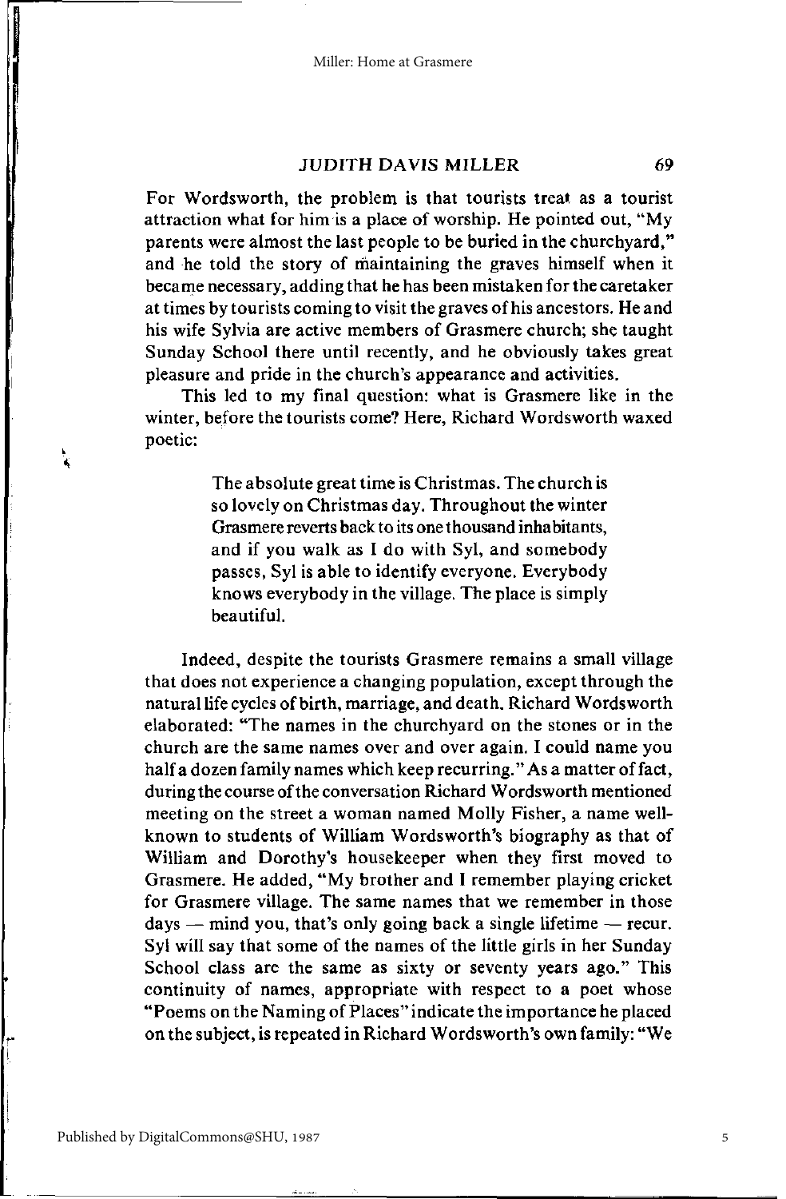For Wordsworth, the problem is that tourists treat as a tourist attraction what for him is a place of worship. He pointed out, "My parents were almost the last people to be buried in the churchyard," and he told the story of maintaining the graves himself when it became necessary, adding that he has been mistaken for the caretaker at times by tourists coming to visit the graves of his ancestors. He and his wife Sylvia are active members of Grasmere church; she taught Sunday School there until recently, and he obviously takes great pleasure and pride in the church's appearance and activities.

This led to my final question: what is Grasmere like in the winter, before the tourists come? Here, Richard Wordsworth waxed poetic:

> The absolute great time is Christmas. The church is so lovely on Christmas day. Throughout the winter Grasmere reverts back to its one thousand inhabitants, and if you walk as I do with Syl, and somebody passes, Syl is able to identify everyone. Everybody knows everybody in the village. The place is simply beautiful.

Indeed, despite the tourists Grasmere remains a small village that does not experience a changing population, except through the natural life cycles of birth, marriage, and death. Richard Wordsworth elaborated: "The names in the churchyard on the stones or in the church are the same names over and over again. I could name you half a dozen family names which keep recurring." As a matter of fact, during the course of the conversation Richard Wordsworth mentioned meeting on the street a woman named Molly Fisher, a name well-known to students of William Wordsworth's biography as that of William and Dorothy's housekeeper when they first moved to Grasmere. He added, "My brother and I remember playing cricket for Grasmere village. The same names that we remember in those days — mind you, that's only going back a single lifetime — recur. Syl will say that some of the names of the little girls in her Sunday School class are the same as sixty or seventy years ago." This continuity of names, appropriate with respect to a poet whose "Poems on the Naming of Places" indicate the importance he placed on the subject, is repeated in Richard Wordsworth's own family: "We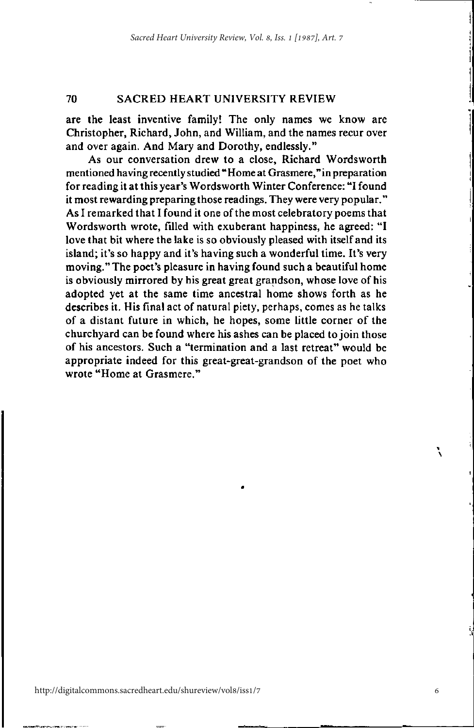are the least inventive family! The only names we know are Christopher, Richard, John, and William, and the names recur over and over again. And Mary and Dorothy, endlessly."

As our conversation drew to a close, Richard Wordsworth mentioned having recently studied "Home at Grasmere," in preparation for reading it at this year's Wordsworth Winter Conference: "I found it most rewarding preparing those readings. They were very popular." As I remarked that I found it one of the most celebratory poems that Wordsworth wrote, filled with exuberant happiness, he agreed: "I love that bit where the lake is so obviously pleased with itself and its island; it's so happy and it's having such a wonderful time. It's very moving." The poet's pleasure in having found such a beautiful home is obviously mirrored by his great great grandson, whose love of his adopted yet at the same time ancestral home shows forth as he describes it. His final act of natural piety, perhaps, comes as he talks of a distant future in which, he hopes, some little corner of the churchyard can be found where his ashes can be placed to join those of his ancestors. Such a "termination and a last retreat" would be appropriate indeed for this great-great-grandson of the poet who wrote "Home at Grasmere."